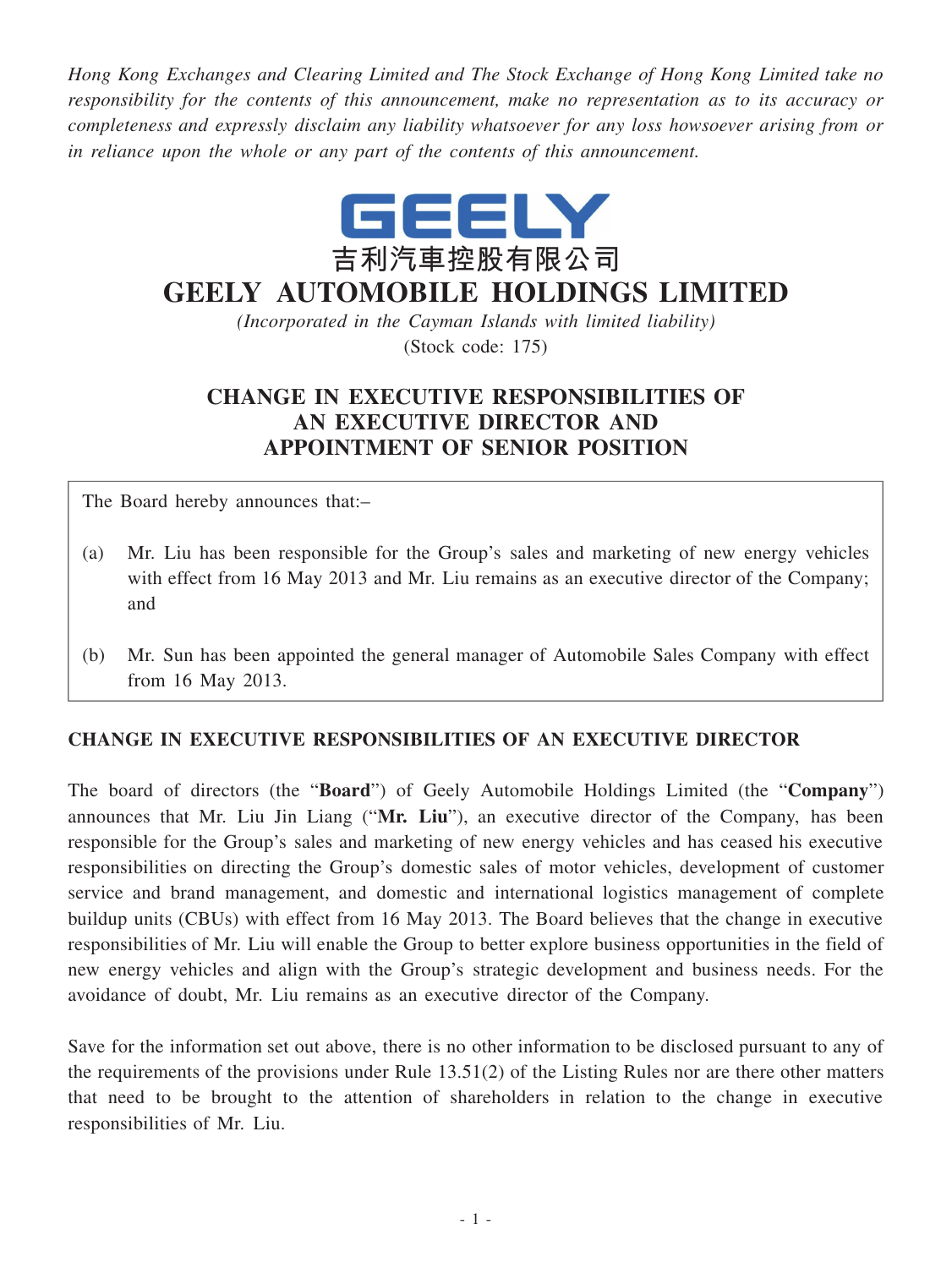*Hong Kong Exchanges and Clearing Limited and The Stock Exchange of Hong Kong Limited take no responsibility for the contents of this announcement, make no representation as to its accuracy or completeness and expressly disclaim any liability whatsoever for any loss howsoever arising from or in reliance upon the whole or any part of the contents of this announcement.*

GEELY

吉利汽車控股有限公司

# GEELY AUTOMOBILE HOLDINGS LIMITED

*(Incorporated in the Cayman Islands with limited liability)*

(Stock code: 175)

## CHANGE IN EXECUTIVE RESPONSIBILITIES OF AN EXECUTIVE DIRECTOR AND APPOINTMENT OF SENIOR POSITION

The Board hereby announces that:–

(a) Mr. Liu has been responsible for the Group's sales and marketing of new energy vehicles with effect from 16 May 2013 and Mr. Liu remains as an executive director of the Company; and

(b) Mr. Sun has been appointed the general manager of Automobile Sales Company with effect from 16 May 2013.

## CHANGE IN EXECUTIVE RESPONSIBILITIES OF AN EXECUTIVE DIRECTOR

The board of directors (the "**Board**") of Geely Automobile Holdings Limited (the "**Company**") announces that Mr. Liu Jin Liang ("**Mr. Liu**"), an executive director of the Company, has been responsible for the Group's sales and marketing of new energy vehicles and has ceased his executive responsibilities on directing the Group's domestic sales of motor vehicles, development of customer service and brand management, and domestic and international logistics management of complete buildup units (CBUs) with effect from 16 May 2013. The Board believes that the change in executive responsibilities of Mr. Liu will enable the Group to better explore business opportunities in the field of new energy vehicles and align with the Group's strategic development and business needs. For the avoidance of doubt, Mr. Liu remains as an executive director of the Company.

Save for the information set out above, there is no other information to be disclosed pursuant to any of the requirements of the provisions under Rule 13.51(2) of the Listing Rules nor are there other matters that need to be brought to the attention of shareholders in relation to the change in executive responsibilities of Mr. Liu.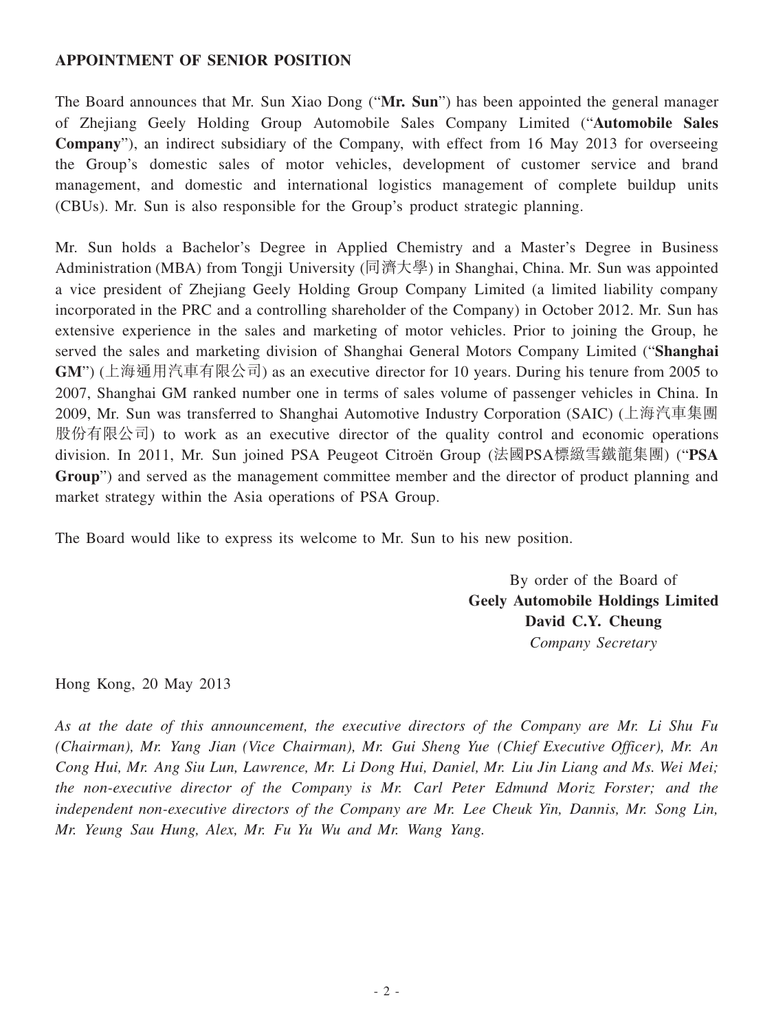## APPOINTMENT OF SENIOR POSITION

The Board announces that Mr. Sun Xiao Dong ("**Mr. Sun**") has been appointed the general manager of Zhejiang Geely Holding Group Automobile Sales Company Limited ("**Automobile Sales Company**"), an indirect subsidiary of the Company, with effect from 16 May 2013 for overseeing the Group's domestic sales of motor vehicles, development of customer service and brand management, and domestic and international logistics management of complete buildup units (CBUs). Mr. Sun is also responsible for the Group's product strategic planning.

Mr. Sun holds a Bachelor's Degree in Applied Chemistry and a Master's Degree in Business Administration (MBA) from Tongji University (同濟大學) in Shanghai, China. Mr. Sun was appointed a vice president of Zhejiang Geely Holding Group Company Limited (a limited liability company incorporated in the PRC and a controlling shareholder of the Company) in October 2012. Mr. Sun has extensive experience in the sales and marketing of motor vehicles. Prior to joining the Group, he served the sales and marketing division of Shanghai General Motors Company Limited ("**Shanghai GM**") (上海通用汽車有限公司) as an executive director for 10 years. During his tenure from 2005 to 2007, Shanghai GM ranked number one in terms of sales volume of passenger vehicles in China. In 2009, Mr. Sun was transferred to Shanghai Automotive Industry Corporation (SAIC) (上海汽車集團股份有限公司) to work as an executive director of the quality control and economic operations division. In 2011, Mr. Sun joined PSA Peugeot Citroën Group (法國PSA標緻雪鐵龍集團) ("**PSA Group**") and served as the management committee member and the director of product planning and market strategy within the Asia operations of PSA Group.

The Board would like to express its welcome to Mr. Sun to his new position.

By order of the Board of
**Geely Automobile Holdings Limited**
**David C.Y. Cheung**
*Company Secretary*

Hong Kong, 20 May 2013

*As at the date of this announcement, the executive directors of the Company are Mr. Li Shu Fu (Chairman), Mr. Yang Jian (Vice Chairman), Mr. Gui Sheng Yue (Chief Executive Officer), Mr. An Cong Hui, Mr. Ang Siu Lun, Lawrence, Mr. Li Dong Hui, Daniel, Mr. Liu Jin Liang and Ms. Wei Mei; the non-executive director of the Company is Mr. Carl Peter Edmund Moriz Forster; and the independent non-executive directors of the Company are Mr. Lee Cheuk Yin, Dannis, Mr. Song Lin, Mr. Yeung Sau Hung, Alex, Mr. Fu Yu Wu and Mr. Wang Yang.*